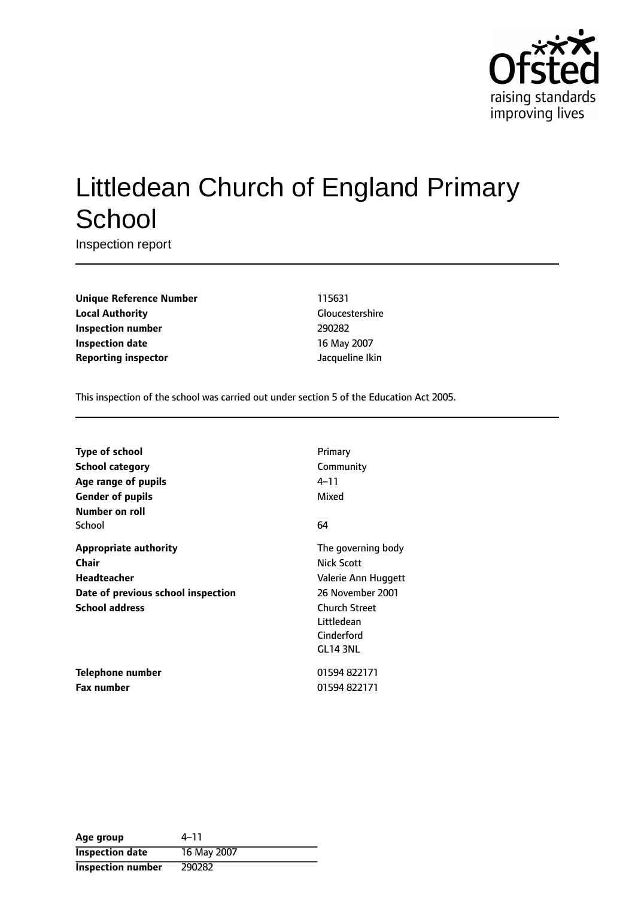# Littledean Church of England Primary School

Inspection report

| | |
|---|---|
| **Unique Reference Number** | 115631 |
| **Local Authority** | Gloucestershire |
| **Inspection number** | 290282 |
| **Inspection date** | 16 May 2007 |
| **Reporting inspector** | Jacqueline Ikin |

This inspection of the school was carried out under section 5 of the Education Act 2005.

| | |
|---|---|
| **Type of school** | Primary |
| **School category** | Community |
| **Age range of pupils** | 4–11 |
| **Gender of pupils** | Mixed |
| **Number on roll** | |
| School | 64 |
| **Appropriate authority** | The governing body |
| **Chair** | Nick Scott |
| **Headteacher** | Valerie Ann Huggett |
| **Date of previous school inspection** | 26 November 2001 |
| **School address** | Church Street<br>Littledean<br>Cinderford<br>GL14 3NL |
| **Telephone number** | 01594 822171 |
| **Fax number** | 01594 822171 |

| | |
|---|---|
| **Age group** | 4–11 |
| **Inspection date** | 16 May 2007 |
| **Inspection number** | 290282 |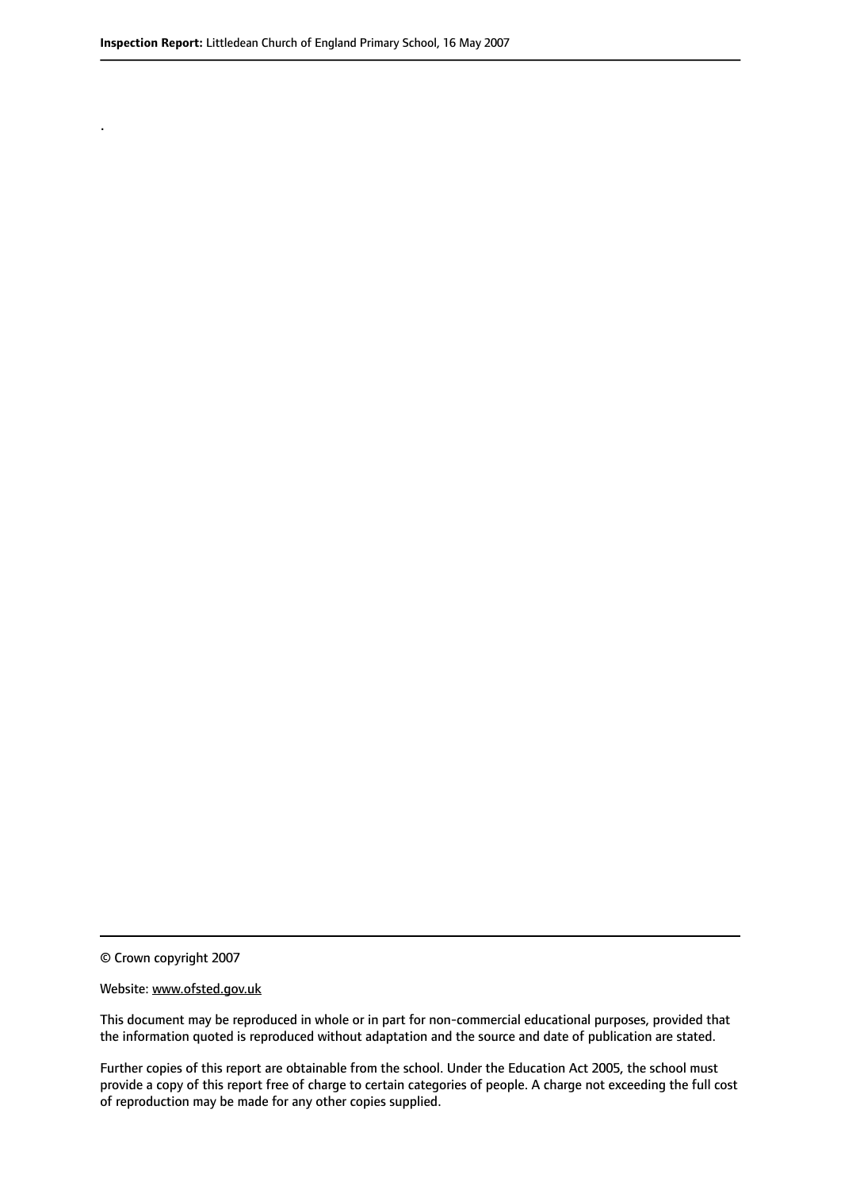.

© Crown copyright 2007

Website: www.ofsted.gov.uk

This document may be reproduced in whole or in part for non-commercial educational purposes, provided that the information quoted is reproduced without adaptation and the source and date of publication are stated.

Further copies of this report are obtainable from the school. Under the Education Act 2005, the school must provide a copy of this report free of charge to certain categories of people. A charge not exceeding the full cost of reproduction may be made for any other copies supplied.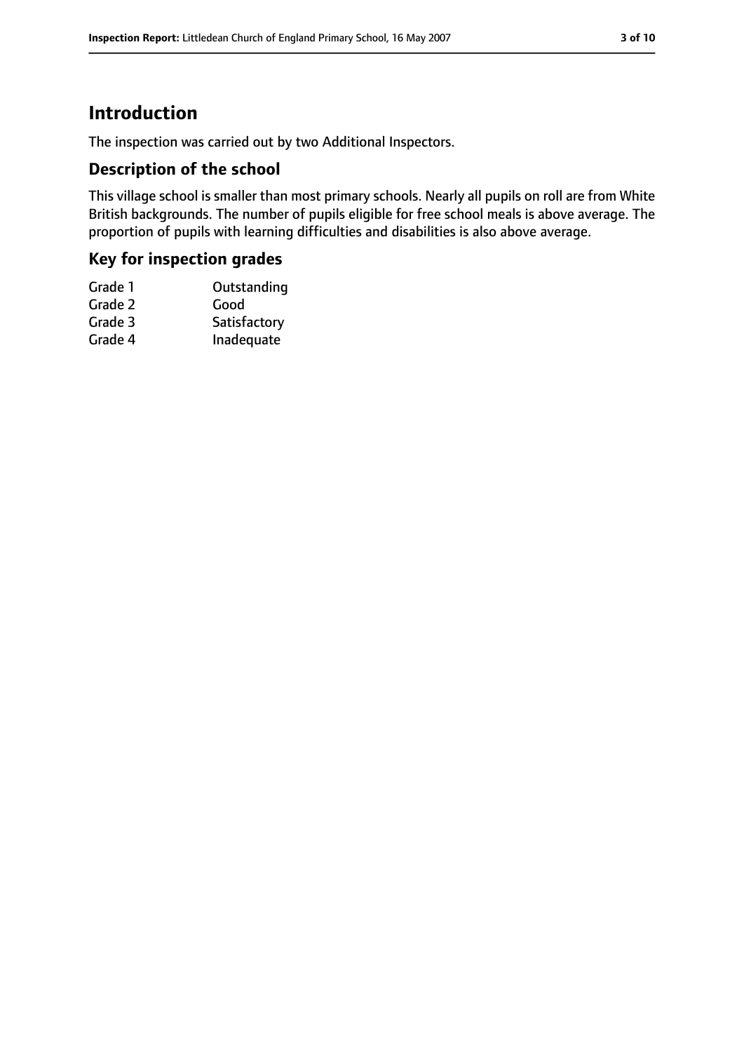# Introduction

The inspection was carried out by two Additional Inspectors.

## Description of the school

This village school is smaller than most primary schools. Nearly all pupils on roll are from White British backgrounds. The number of pupils eligible for free school meals is above average. The proportion of pupils with learning difficulties and disabilities is also above average.

## Key for inspection grades

| | |
|---|---|
| Grade 1 | Outstanding |
| Grade 2 | Good |
| Grade 3 | Satisfactory |
| Grade 4 | Inadequate |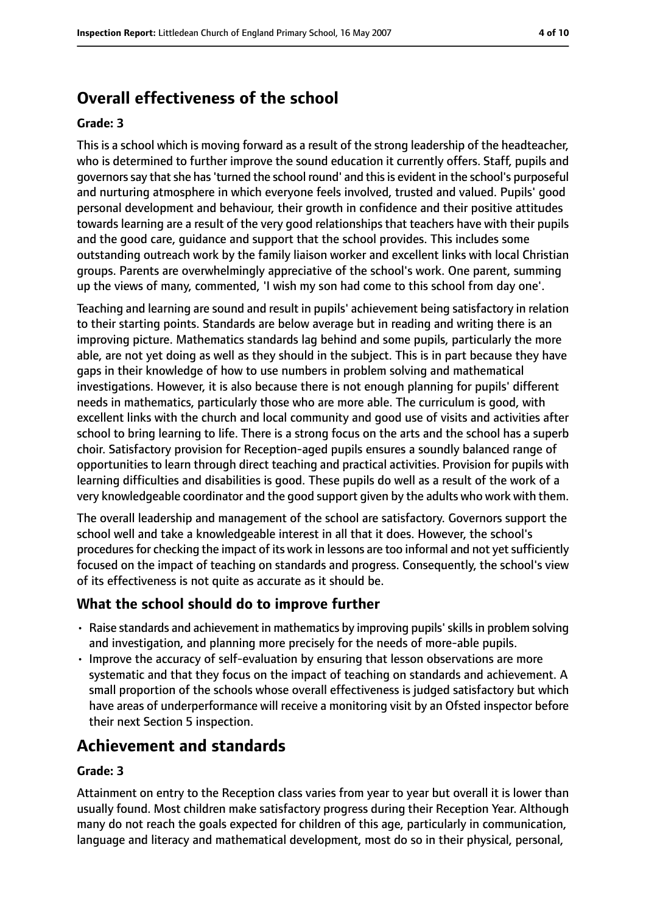## Overall effectiveness of the school

**Grade: 3**

This is a school which is moving forward as a result of the strong leadership of the headteacher, who is determined to further improve the sound education it currently offers. Staff, pupils and governors say that she has 'turned the school round' and this is evident in the school's purposeful and nurturing atmosphere in which everyone feels involved, trusted and valued. Pupils' good personal development and behaviour, their growth in confidence and their positive attitudes towards learning are a result of the very good relationships that teachers have with their pupils and the good care, guidance and support that the school provides. This includes some outstanding outreach work by the family liaison worker and excellent links with local Christian groups. Parents are overwhelmingly appreciative of the school's work. One parent, summing up the views of many, commented, 'I wish my son had come to this school from day one'.

Teaching and learning are sound and result in pupils' achievement being satisfactory in relation to their starting points. Standards are below average but in reading and writing there is an improving picture. Mathematics standards lag behind and some pupils, particularly the more able, are not yet doing as well as they should in the subject. This is in part because they have gaps in their knowledge of how to use numbers in problem solving and mathematical investigations. However, it is also because there is not enough planning for pupils' different needs in mathematics, particularly those who are more able. The curriculum is good, with excellent links with the church and local community and good use of visits and activities after school to bring learning to life. There is a strong focus on the arts and the school has a superb choir. Satisfactory provision for Reception-aged pupils ensures a soundly balanced range of opportunities to learn through direct teaching and practical activities. Provision for pupils with learning difficulties and disabilities is good. These pupils do well as a result of the work of a very knowledgeable coordinator and the good support given by the adults who work with them.

The overall leadership and management of the school are satisfactory. Governors support the school well and take a knowledgeable interest in all that it does. However, the school's procedures for checking the impact of its work in lessons are too informal and not yet sufficiently focused on the impact of teaching on standards and progress. Consequently, the school's view of its effectiveness is not quite as accurate as it should be.

### What the school should do to improve further

- Raise standards and achievement in mathematics by improving pupils' skills in problem solving and investigation, and planning more precisely for the needs of more-able pupils.
- Improve the accuracy of self-evaluation by ensuring that lesson observations are more systematic and that they focus on the impact of teaching on standards and achievement. A small proportion of the schools whose overall effectiveness is judged satisfactory but which have areas of underperformance will receive a monitoring visit by an Ofsted inspector before their next Section 5 inspection.

## Achievement and standards

**Grade: 3**

Attainment on entry to the Reception class varies from year to year but overall it is lower than usually found. Most children make satisfactory progress during their Reception Year. Although many do not reach the goals expected for children of this age, particularly in communication, language and literacy and mathematical development, most do so in their physical, personal,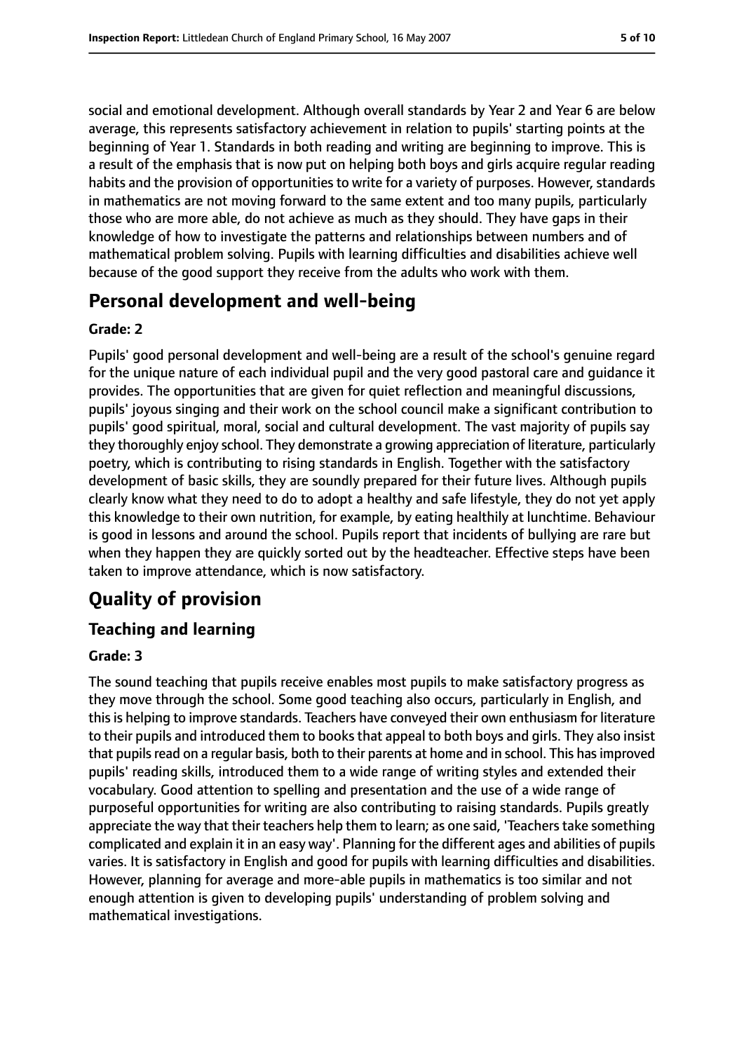social and emotional development. Although overall standards by Year 2 and Year 6 are below average, this represents satisfactory achievement in relation to pupils' starting points at the beginning of Year 1. Standards in both reading and writing are beginning to improve. This is a result of the emphasis that is now put on helping both boys and girls acquire regular reading habits and the provision of opportunities to write for a variety of purposes. However, standards in mathematics are not moving forward to the same extent and too many pupils, particularly those who are more able, do not achieve as much as they should. They have gaps in their knowledge of how to investigate the patterns and relationships between numbers and of mathematical problem solving. Pupils with learning difficulties and disabilities achieve well because of the good support they receive from the adults who work with them.

## Personal development and well-being

### Grade: 2

Pupils' good personal development and well-being are a result of the school's genuine regard for the unique nature of each individual pupil and the very good pastoral care and guidance it provides. The opportunities that are given for quiet reflection and meaningful discussions, pupils' joyous singing and their work on the school council make a significant contribution to pupils' good spiritual, moral, social and cultural development. The vast majority of pupils say they thoroughly enjoy school. They demonstrate a growing appreciation of literature, particularly poetry, which is contributing to rising standards in English. Together with the satisfactory development of basic skills, they are soundly prepared for their future lives. Although pupils clearly know what they need to do to adopt a healthy and safe lifestyle, they do not yet apply this knowledge to their own nutrition, for example, by eating healthily at lunchtime. Behaviour is good in lessons and around the school. Pupils report that incidents of bullying are rare but when they happen they are quickly sorted out by the headteacher. Effective steps have been taken to improve attendance, which is now satisfactory.

# Quality of provision

## Teaching and learning

### Grade: 3

The sound teaching that pupils receive enables most pupils to make satisfactory progress as they move through the school. Some good teaching also occurs, particularly in English, and this is helping to improve standards. Teachers have conveyed their own enthusiasm for literature to their pupils and introduced them to books that appeal to both boys and girls. They also insist that pupils read on a regular basis, both to their parents at home and in school. This has improved pupils' reading skills, introduced them to a wide range of writing styles and extended their vocabulary. Good attention to spelling and presentation and the use of a wide range of purposeful opportunities for writing are also contributing to raising standards. Pupils greatly appreciate the way that their teachers help them to learn; as one said, 'Teachers take something complicated and explain it in an easy way'. Planning for the different ages and abilities of pupils varies. It is satisfactory in English and good for pupils with learning difficulties and disabilities. However, planning for average and more-able pupils in mathematics is too similar and not enough attention is given to developing pupils' understanding of problem solving and mathematical investigations.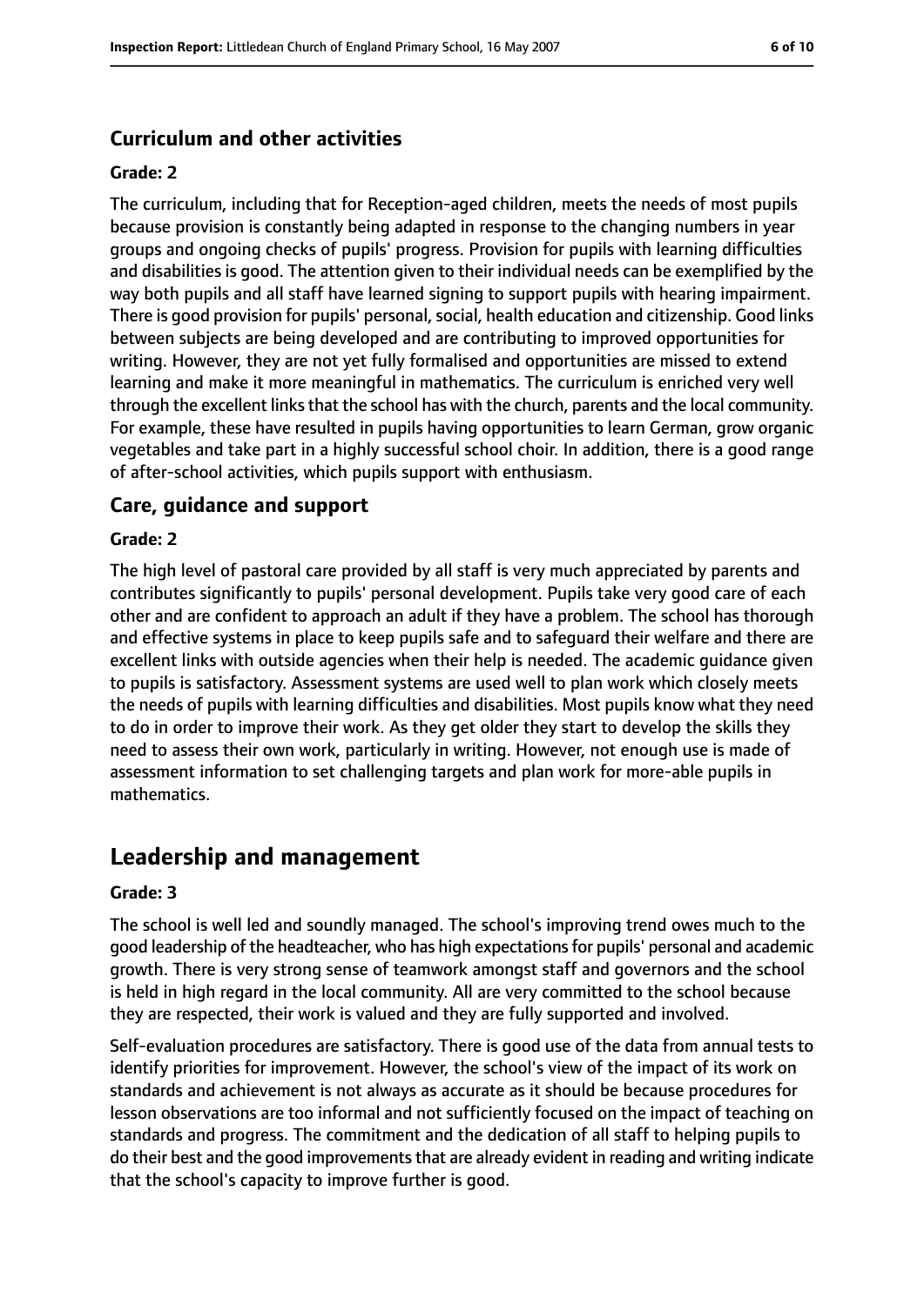### Curriculum and other activities

#### Grade: 2

The curriculum, including that for Reception-aged children, meets the needs of most pupils because provision is constantly being adapted in response to the changing numbers in year groups and ongoing checks of pupils' progress. Provision for pupils with learning difficulties and disabilities is good. The attention given to their individual needs can be exemplified by the way both pupils and all staff have learned signing to support pupils with hearing impairment. There is good provision for pupils' personal, social, health education and citizenship. Good links between subjects are being developed and are contributing to improved opportunities for writing. However, they are not yet fully formalised and opportunities are missed to extend learning and make it more meaningful in mathematics. The curriculum is enriched very well through the excellent links that the school has with the church, parents and the local community. For example, these have resulted in pupils having opportunities to learn German, grow organic vegetables and take part in a highly successful school choir. In addition, there is a good range of after-school activities, which pupils support with enthusiasm.

### Care, guidance and support

#### Grade: 2

The high level of pastoral care provided by all staff is very much appreciated by parents and contributes significantly to pupils' personal development. Pupils take very good care of each other and are confident to approach an adult if they have a problem. The school has thorough and effective systems in place to keep pupils safe and to safeguard their welfare and there are excellent links with outside agencies when their help is needed. The academic guidance given to pupils is satisfactory. Assessment systems are used well to plan work which closely meets the needs of pupils with learning difficulties and disabilities. Most pupils know what they need to do in order to improve their work. As they get older they start to develop the skills they need to assess their own work, particularly in writing. However, not enough use is made of assessment information to set challenging targets and plan work for more-able pupils in mathematics.

## Leadership and management

#### Grade: 3

The school is well led and soundly managed. The school's improving trend owes much to the good leadership of the headteacher, who has high expectations for pupils' personal and academic growth. There is very strong sense of teamwork amongst staff and governors and the school is held in high regard in the local community. All are very committed to the school because they are respected, their work is valued and they are fully supported and involved.

Self-evaluation procedures are satisfactory. There is good use of the data from annual tests to identify priorities for improvement. However, the school's view of the impact of its work on standards and achievement is not always as accurate as it should be because procedures for lesson observations are too informal and not sufficiently focused on the impact of teaching on standards and progress. The commitment and the dedication of all staff to helping pupils to do their best and the good improvements that are already evident in reading and writing indicate that the school's capacity to improve further is good.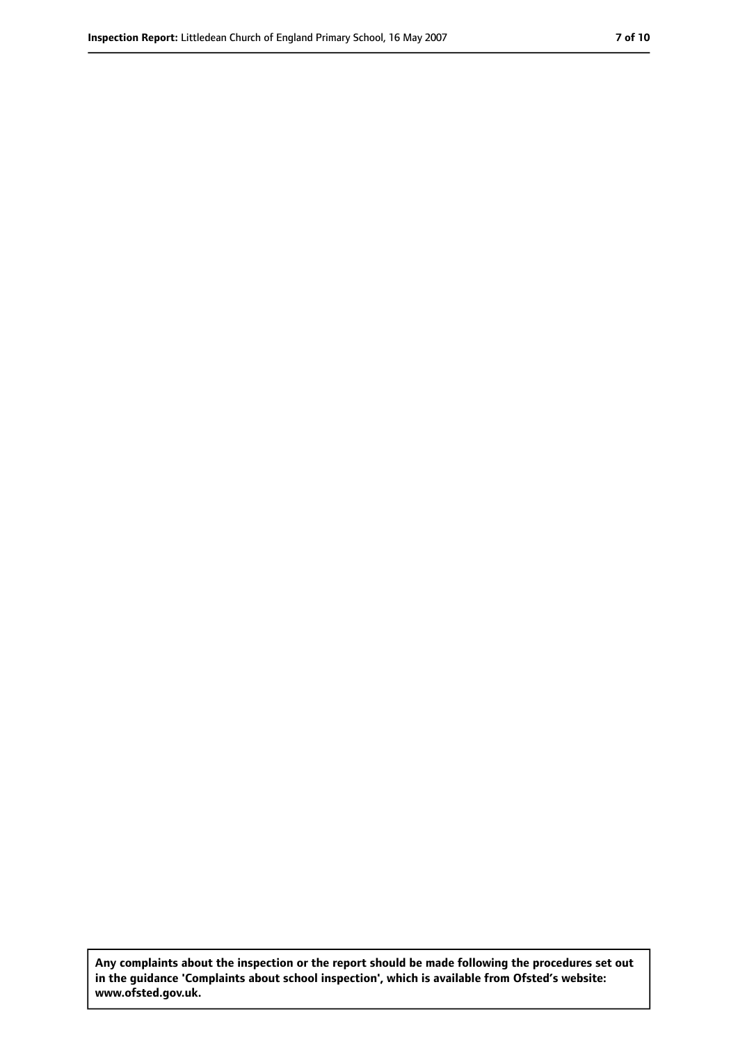**Any complaints about the inspection or the report should be made following the procedures set out in the guidance 'Complaints about school inspection', which is available from Ofsted's website: www.ofsted.gov.uk.**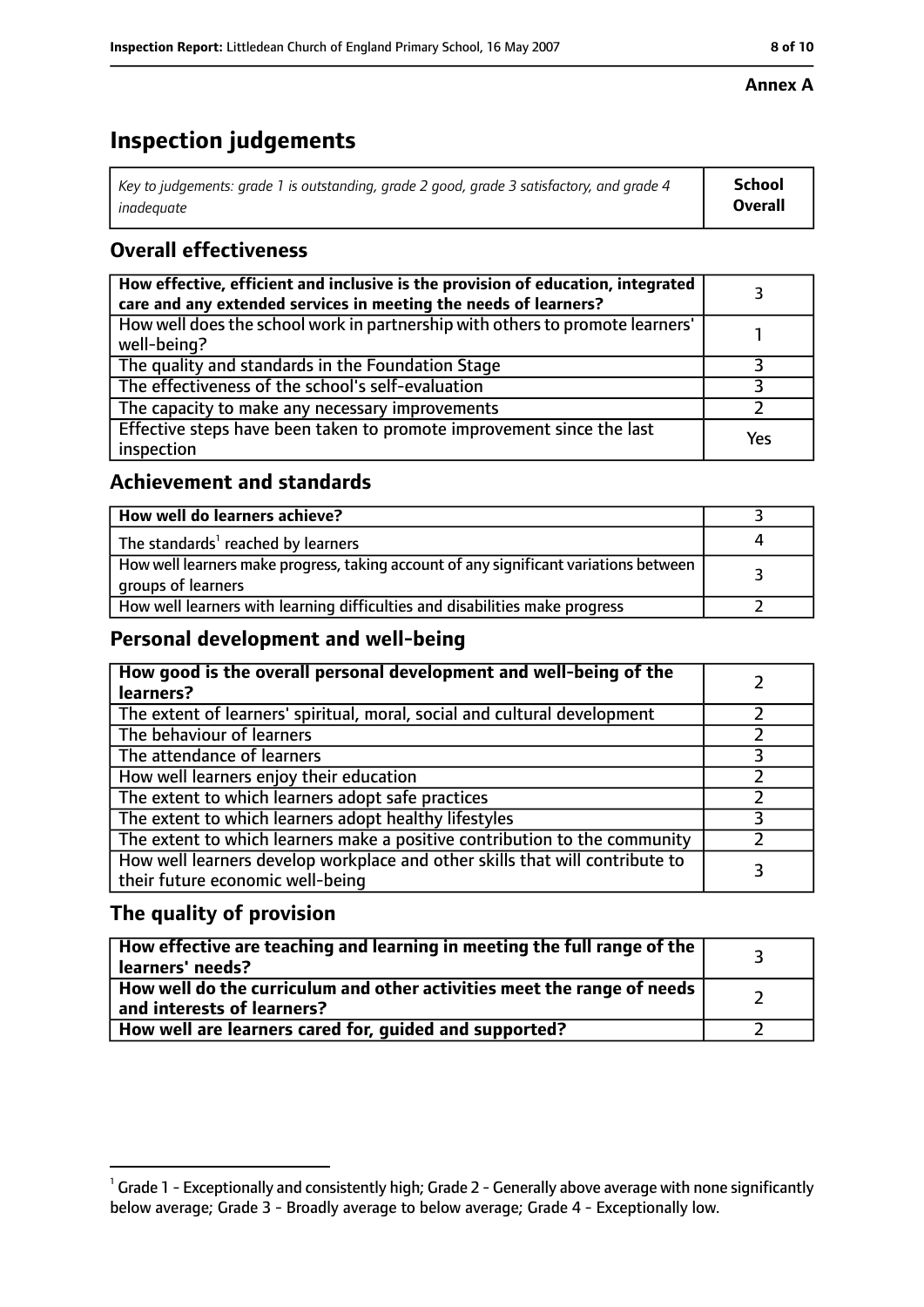**Annex A**

# Inspection judgements

| *Key to judgements: grade 1 is outstanding, grade 2 good, grade 3 satisfactory, and grade 4 inadequate* | **School Overall** |
|---|---|

## Overall effectiveness

| | |
|---|---|
| **How effective, efficient and inclusive is the provision of education, integrated care and any extended services in meeting the needs of learners?** | 3 |
| How well does the school work in partnership with others to promote learners' well-being? | 1 |
| The quality and standards in the Foundation Stage | 3 |
| The effectiveness of the school's self-evaluation | 3 |
| The capacity to make any necessary improvements | 2 |
| Effective steps have been taken to promote improvement since the last inspection | Yes |

## Achievement and standards

| | |
|---|---|
| **How well do learners achieve?** | 3 |
| The standards[1] reached by learners | 4 |
| How well learners make progress, taking account of any significant variations between groups of learners | 3 |
| How well learners with learning difficulties and disabilities make progress | 2 |

## Personal development and well-being

| | |
|---|---|
| **How good is the overall personal development and well-being of the learners?** | 2 |
| The extent of learners' spiritual, moral, social and cultural development | 2 |
| The behaviour of learners | 2 |
| The attendance of learners | 3 |
| How well learners enjoy their education | 2 |
| The extent to which learners adopt safe practices | 2 |
| The extent to which learners adopt healthy lifestyles | 3 |
| The extent to which learners make a positive contribution to the community | 2 |
| How well learners develop workplace and other skills that will contribute to their future economic well-being | 3 |

## The quality of provision

| | |
|---|---|
| **How effective are teaching and learning in meeting the full range of the learners' needs?** | 3 |
| **How well do the curriculum and other activities meet the range of needs and interests of learners?** | 2 |
| **How well are learners cared for, guided and supported?** | 2 |

[1] Grade 1 - Exceptionally and consistently high; Grade 2 - Generally above average with none significantly below average; Grade 3 - Broadly average to below average; Grade 4 - Exceptionally low.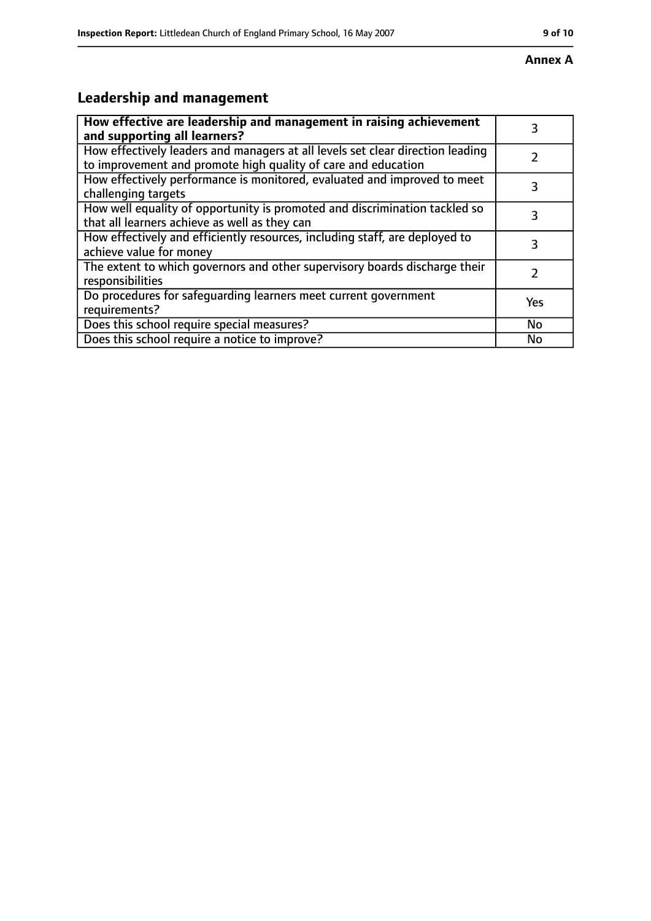**Annex A**

## Leadership and management

| How effective are leadership and management in raising achievement and supporting all learners? | 3 |
|---|---|
| How effectively leaders and managers at all levels set clear direction leading to improvement and promote high quality of care and education | 2 |
| How effectively performance is monitored, evaluated and improved to meet challenging targets | 3 |
| How well equality of opportunity is promoted and discrimination tackled so that all learners achieve as well as they can | 3 |
| How effectively and efficiently resources, including staff, are deployed to achieve value for money | 3 |
| The extent to which governors and other supervisory boards discharge their responsibilities | 2 |
| Do procedures for safeguarding learners meet current government requirements? | Yes |
| Does this school require special measures? | No |
| Does this school require a notice to improve? | No |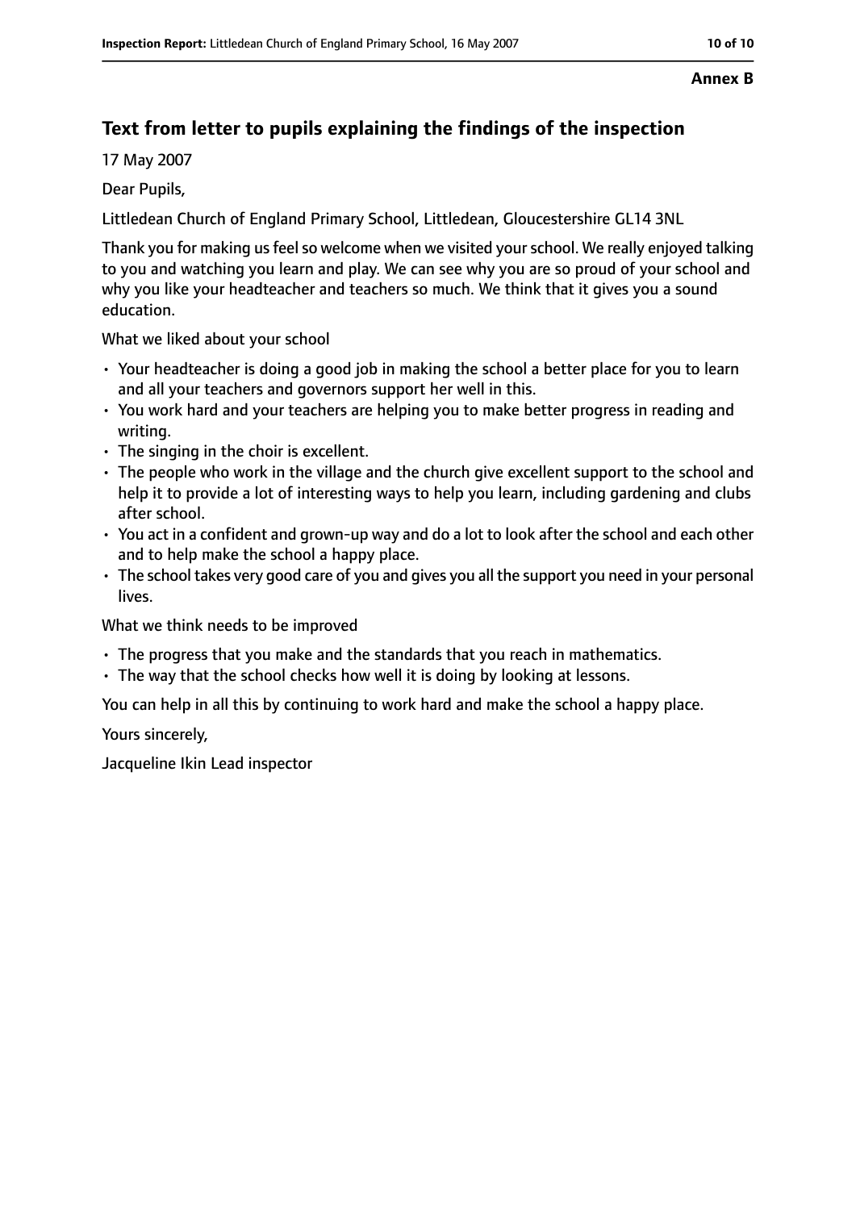**Annex B**

## Text from letter to pupils explaining the findings of the inspection

17 May 2007

Dear Pupils,

Littledean Church of England Primary School, Littledean, Gloucestershire GL14 3NL

Thank you for making us feel so welcome when we visited your school. We really enjoyed talking to you and watching you learn and play. We can see why you are so proud of your school and why you like your headteacher and teachers so much. We think that it gives you a sound education.

What we liked about your school

- Your headteacher is doing a good job in making the school a better place for you to learn and all your teachers and governors support her well in this.
- You work hard and your teachers are helping you to make better progress in reading and writing.
- The singing in the choir is excellent.
- The people who work in the village and the church give excellent support to the school and help it to provide a lot of interesting ways to help you learn, including gardening and clubs after school.
- You act in a confident and grown-up way and do a lot to look after the school and each other and to help make the school a happy place.
- The school takes very good care of you and gives you all the support you need in your personal lives.

What we think needs to be improved

- The progress that you make and the standards that you reach in mathematics.
- The way that the school checks how well it is doing by looking at lessons.

You can help in all this by continuing to work hard and make the school a happy place.

Yours sincerely,

Jacqueline Ikin Lead inspector